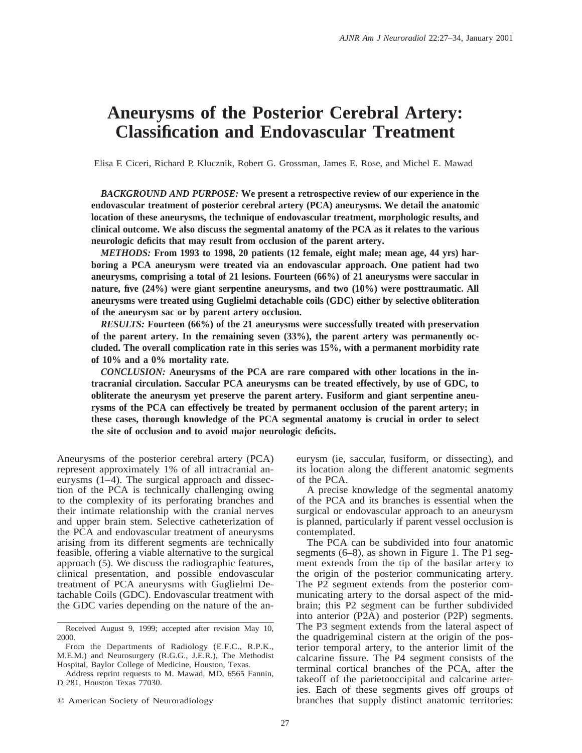# Aneurysms of the Posterior Cerebral Artery: Classification and Endovascular Treatment

Elisa F. Ciceri, Richard P. Klucznik, Robert G. Grossman, James E. Rose, and Michel E. Mawad

***BACKGROUND AND PURPOSE:*** **We present a retrospective review of our experience in the endovascular treatment of posterior cerebral artery (PCA) aneurysms. We detail the anatomic location of these aneurysms, the technique of endovascular treatment, morphologic results, and clinical outcome. We also discuss the segmental anatomy of the PCA as it relates to the various neurologic deficits that may result from occlusion of the parent artery.**

***METHODS:*** **From 1993 to 1998, 20 patients (12 female, eight male; mean age, 44 yrs) harboring a PCA aneurysm were treated via an endovascular approach. One patient had two aneurysms, comprising a total of 21 lesions. Fourteen (66%) of 21 aneurysms were saccular in nature, five (24%) were giant serpentine aneurysms, and two (10%) were posttraumatic. All aneurysms were treated using Guglielmi detachable coils (GDC) either by selective obliteration of the aneurysm sac or by parent artery occlusion.**

***RESULTS:*** **Fourteen (66%) of the 21 aneurysms were successfully treated with preservation of the parent artery. In the remaining seven (33%), the parent artery was permanently occluded. The overall complication rate in this series was 15%, with a permanent morbidity rate of 10% and a 0% mortality rate.**

***CONCLUSION:*** **Aneurysms of the PCA are rare compared with other locations in the intracranial circulation. Saccular PCA aneurysms can be treated effectively, by use of GDC, to obliterate the aneurysm yet preserve the parent artery. Fusiform and giant serpentine aneurysms of the PCA can effectively be treated by permanent occlusion of the parent artery; in these cases, thorough knowledge of the PCA segmental anatomy is crucial in order to select the site of occlusion and to avoid major neurologic deficits.**

Aneurysms of the posterior cerebral artery (PCA) represent approximately 1% of all intracranial aneurysms (1–4). The surgical approach and dissection of the PCA is technically challenging owing to the complexity of its perforating branches and their intimate relationship with the cranial nerves and upper brain stem. Selective catheterization of the PCA and endovascular treatment of aneurysms arising from its different segments are technically feasible, offering a viable alternative to the surgical approach (5). We discuss the radiographic features, clinical presentation, and possible endovascular treatment of PCA aneurysms with Guglielmi Detachable Coils (GDC). Endovascular treatment with the GDC varies depending on the nature of the aneurysm (ie, saccular, fusiform, or dissecting), and its location along the different anatomic segments of the PCA.

A precise knowledge of the segmental anatomy of the PCA and its branches is essential when the surgical or endovascular approach to an aneurysm is planned, particularly if parent vessel occlusion is contemplated.

The PCA can be subdivided into four anatomic segments (6–8), as shown in Figure 1. The P1 segment extends from the tip of the basilar artery to the origin of the posterior communicating artery. The P2 segment extends from the posterior communicating artery to the dorsal aspect of the midbrain; this P2 segment can be further subdivided into anterior (P2A) and posterior (P2P) segments. The P3 segment extends from the lateral aspect of the quadrigeminal cistern at the origin of the posterior temporal artery, to the anterior limit of the calcarine fissure. The P4 segment consists of the terminal cortical branches of the PCA, after the takeoff of the parietooccipital and calcarine arteries. Each of these segments gives off groups of branches that supply distinct anatomic territories:

Received August 9, 1999; accepted after revision May 10, 2000.

From the Departments of Radiology (E.F.C., R.P.K., M.E.M.) and Neurosurgery (R.G.G., J.E.R.), The Methodist Hospital, Baylor College of Medicine, Houston, Texas.

Address reprint requests to M. Mawad, MD, 6565 Fannin, D 281, Houston Texas 77030.

© American Society of Neuroradiology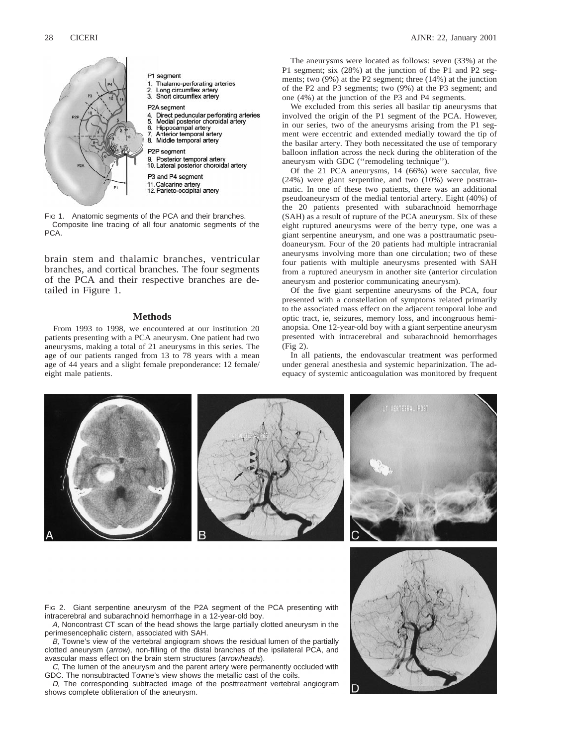FIG 1. Anatomic segments of the PCA and their branches. Composite line tracing of all four anatomic segments of the PCA.

brain stem and thalamic branches, ventricular branches, and cortical branches. The four segments of the PCA and their respective branches are detailed in Figure 1.

## Methods

From 1993 to 1998, we encountered at our institution 20 patients presenting with a PCA aneurysm. One patient had two aneurysms, making a total of 21 aneurysms in this series. The age of our patients ranged from 13 to 78 years with a mean age of 44 years and a slight female preponderance: 12 female/eight male patients.

The aneurysms were located as follows: seven (33%) at the P1 segment; six (28%) at the junction of the P1 and P2 segments; two (9%) at the P2 segment; three (14%) at the junction of the P2 and P3 segments; two (9%) at the P3 segment; and one (4%) at the junction of the P3 and P4 segments.

We excluded from this series all basilar tip aneurysms that involved the origin of the P1 segment of the PCA. However, in our series, two of the aneurysms arising from the P1 segment were eccentric and extended medially toward the tip of the basilar artery. They both necessitated the use of temporary balloon inflation across the neck during the obliteration of the aneurysm with GDC (''remodeling technique'').

Of the 21 PCA aneurysms, 14 (66%) were saccular, five (24%) were giant serpentine, and two (10%) were posttraumatic. In one of these two patients, there was an additional pseudoaneurysm of the medial tentorial artery. Eight (40%) of the 20 patients presented with subarachnoid hemorrhage (SAH) as a result of rupture of the PCA aneurysm. Six of these eight ruptured aneurysms were of the berry type, one was a giant serpentine aneurysm, and one was a posttraumatic pseudoaneurysm. Four of the 20 patients had multiple intracranial aneurysms involving more than one circulation; two of these four patients with multiple aneurysms presented with SAH from a ruptured aneurysm in another site (anterior circulation aneurysm and posterior communicating aneurysm).

Of the five giant serpentine aneurysms of the PCA, four presented with a constellation of symptoms related primarily to the associated mass effect on the adjacent temporal lobe and optic tract, ie, seizures, memory loss, and incongruous hemianopsia. One 12-year-old boy with a giant serpentine aneurysm presented with intracerebral and subarachnoid hemorrhages (Fig 2).

In all patients, the endovascular treatment was performed under general anesthesia and systemic heparinization. The adequacy of systemic anticoagulation was monitored by frequent

FIG 2. Giant serpentine aneurysm of the P2A segment of the PCA presenting with intracerebral and subarachnoid hemorrhage in a 12-year-old boy.

*A,* Noncontrast CT scan of the head shows the large partially clotted aneurysm in the perimesencephalic cistern, associated with SAH.

*B,* Towne's view of the vertebral angiogram shows the residual lumen of the partially clotted aneurysm (*arrow*), non-filling of the distal branches of the ipsilateral PCA, and avascular mass effect on the brain stem structures (*arrowheads*).

*C,* The lumen of the aneurysm and the parent artery were permanently occluded with GDC. The nonsubtracted Towne's view shows the metallic cast of the coils.

*D,* The corresponding subtracted image of the posttreatment vertebral angiogram shows complete obliteration of the aneurysm.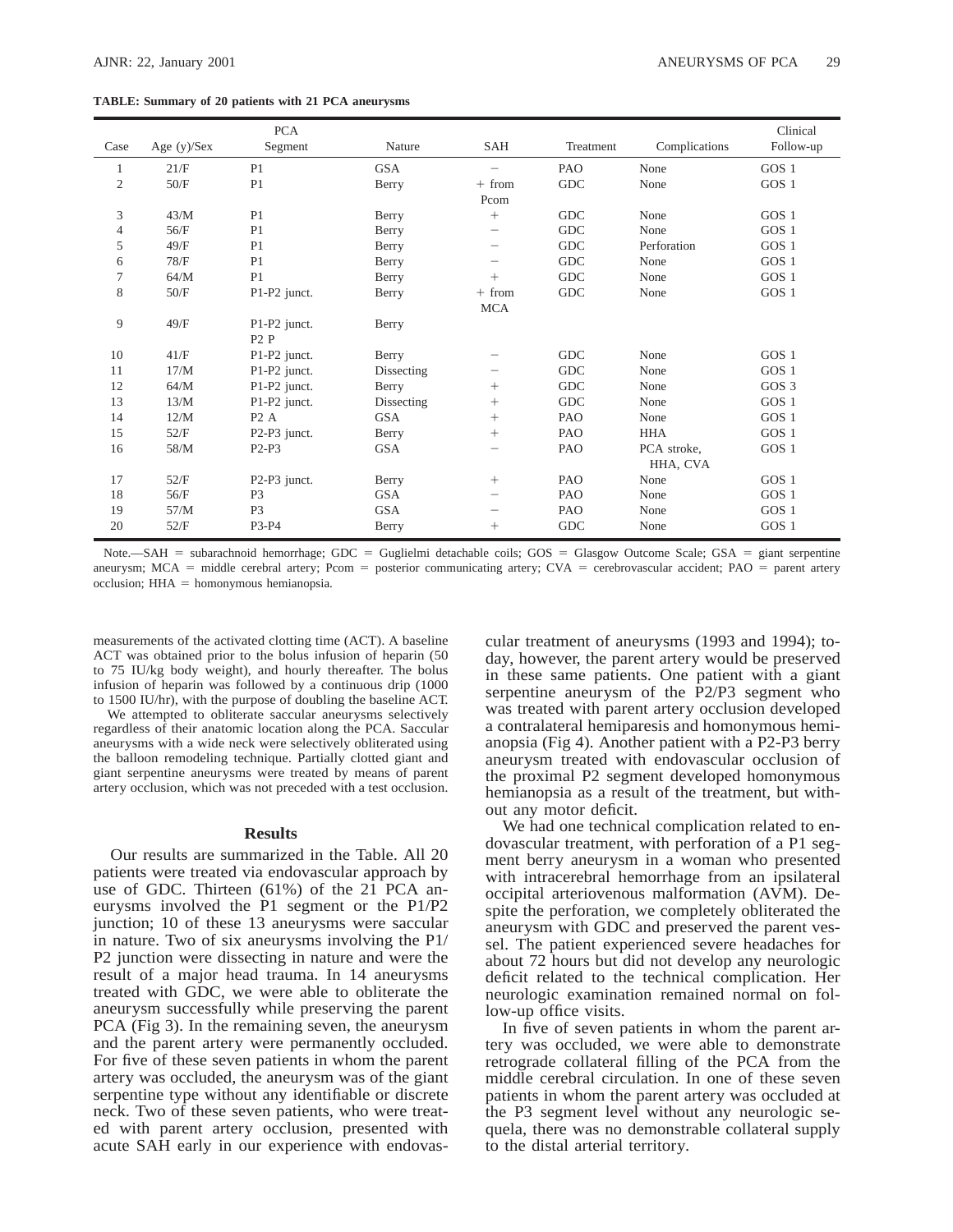**TABLE: Summary of 20 patients with 21 PCA aneurysms**

| Case | Age (y)/Sex | PCA Segment | Nature | SAH | Treatment | Complications | Clinical Follow-up |
|---|---|---|---|---|---|---|---|
| 1 | 21/F | P1 | GSA | − | PAO | None | GOS 1 |
| 2 | 50/F | P1 | Berry | + from Pcom | GDC | None | GOS 1 |
| 3 | 43/M | P1 | Berry | + | GDC | None | GOS 1 |
| 4 | 56/F | P1 | Berry | − | GDC | None | GOS 1 |
| 5 | 49/F | P1 | Berry | − | GDC | Perforation | GOS 1 |
| 6 | 78/F | P1 | Berry | − | GDC | None | GOS 1 |
| 7 | 64/M | P1 | Berry | + | GDC | None | GOS 1 |
| 8 | 50/F | P1-P2 junct. | Berry | + from MCA | GDC | None | GOS 1 |
| 9 | 49/F | P1-P2 junct. P2 P | Berry | | | | |
| 10 | 41/F | P1-P2 junct. | Berry | − | GDC | None | GOS 1 |
| 11 | 17/M | P1-P2 junct. | Dissecting | − | GDC | None | GOS 1 |
| 12 | 64/M | P1-P2 junct. | Berry | + | GDC | None | GOS 3 |
| 13 | 13/M | P1-P2 junct. | Dissecting | + | GDC | None | GOS 1 |
| 14 | 12/M | P2 A | GSA | + | PAO | None | GOS 1 |
| 15 | 52/F | P2-P3 junct. | Berry | + | PAO | HHA | GOS 1 |
| 16 | 58/M | P2-P3 | GSA | − | PAO | PCA stroke, HHA, CVA | GOS 1 |
| 17 | 52/F | P2-P3 junct. | Berry | + | PAO | None | GOS 1 |
| 18 | 56/F | P3 | GSA | − | PAO | None | GOS 1 |
| 19 | 57/M | P3 | GSA | − | PAO | None | GOS 1 |
| 20 | 52/F | P3-P4 | Berry | + | GDC | None | GOS 1 |

Note.—SAH = subarachnoid hemorrhage; GDC = Guglielmi detachable coils; GOS = Glasgow Outcome Scale; GSA = giant serpentine aneurysm; MCA = middle cerebral artery; Pcom = posterior communicating artery; CVA = cerebrovascular accident; PAO = parent artery occlusion; HHA = homonymous hemianopsia.

measurements of the activated clotting time (ACT). A baseline ACT was obtained prior to the bolus infusion of heparin (50 to 75 IU/kg body weight), and hourly thereafter. The bolus infusion of heparin was followed by a continuous drip (1000 to 1500 IU/hr), with the purpose of doubling the baseline ACT.

We attempted to obliterate saccular aneurysms selectively regardless of their anatomic location along the PCA. Saccular aneurysms with a wide neck were selectively obliterated using the balloon remodeling technique. Partially clotted giant and giant serpentine aneurysms were treated by means of parent artery occlusion, which was not preceded with a test occlusion.

## Results

Our results are summarized in the Table. All 20 patients were treated via endovascular approach by use of GDC. Thirteen (61%) of the 21 PCA aneurysms involved the P1 segment or the P1/P2 junction; 10 of these 13 aneurysms were saccular in nature. Two of six aneurysms involving the P1/P2 junction were dissecting in nature and were the result of a major head trauma. In 14 aneurysms treated with GDC, we were able to obliterate the aneurysm successfully while preserving the parent PCA (Fig 3). In the remaining seven, the aneurysm and the parent artery were permanently occluded. For five of these seven patients in whom the parent artery was occluded, the aneurysm was of the giant serpentine type without any identifiable or discrete neck. Two of these seven patients, who were treated with parent artery occlusion, presented with acute SAH early in our experience with endovascular treatment of aneurysms (1993 and 1994); today, however, the parent artery would be preserved in these same patients. One patient with a giant serpentine aneurysm of the P2/P3 segment who was treated with parent artery occlusion developed a contralateral hemiparesis and homonymous hemianopsia (Fig 4). Another patient with a P2-P3 berry aneurysm treated with endovascular occlusion of the proximal P2 segment developed homonymous hemianopsia as a result of the treatment, but without any motor deficit.

We had one technical complication related to endovascular treatment, with perforation of a P1 segment berry aneurysm in a woman who presented with intracerebral hemorrhage from an ipsilateral occipital arteriovenous malformation (AVM). Despite the perforation, we completely obliterated the aneurysm with GDC and preserved the parent vessel. The patient experienced severe headaches for about 72 hours but did not develop any neurologic deficit related to the technical complication. Her neurologic examination remained normal on follow-up office visits.

In five of seven patients in whom the parent artery was occluded, we were able to demonstrate retrograde collateral filling of the PCA from the middle cerebral circulation. In one of these seven patients in whom the parent artery was occluded at the P3 segment level without any neurologic sequela, there was no demonstrable collateral supply to the distal arterial territory.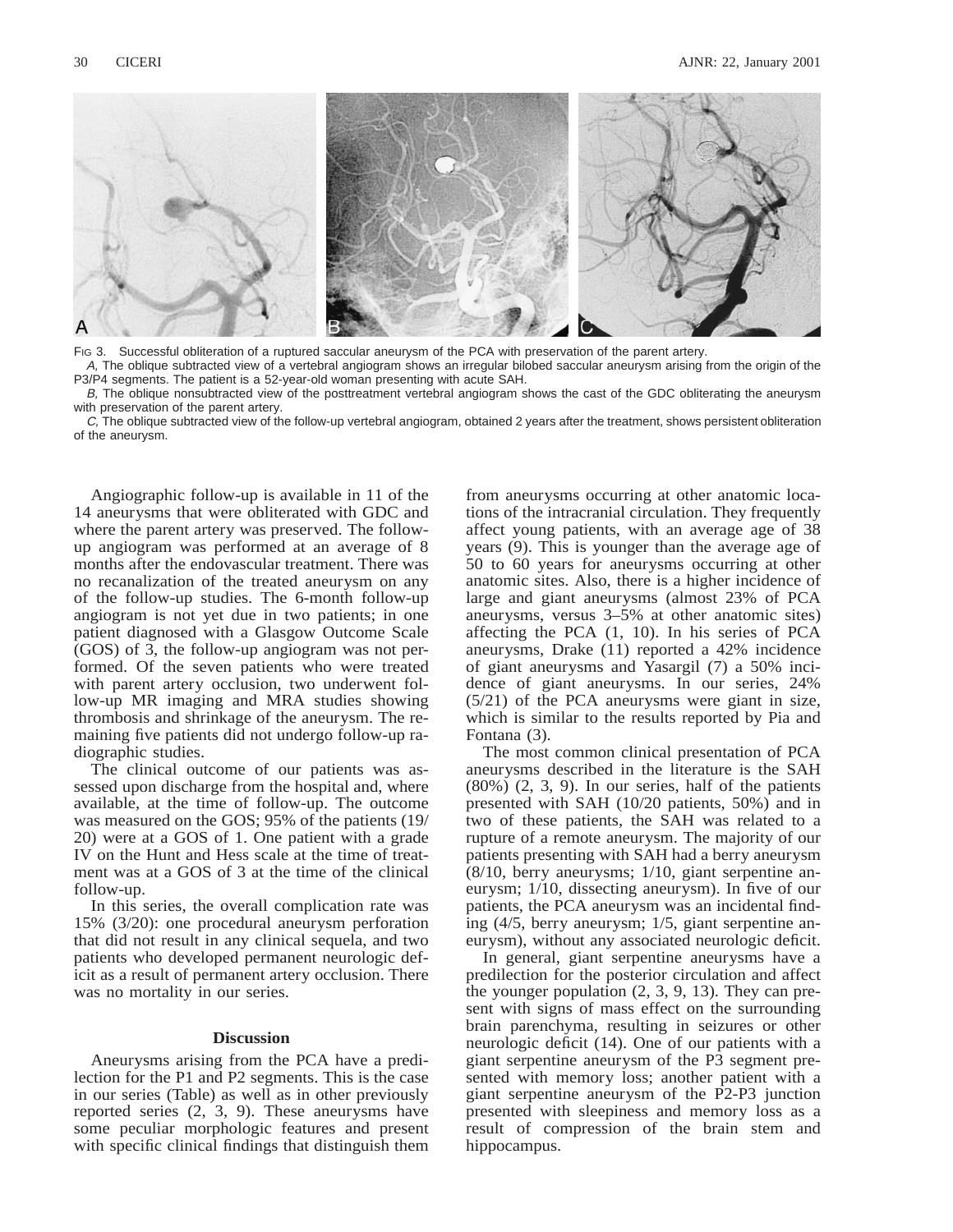Fig 3. Successful obliteration of a ruptured saccular aneurysm of the PCA with preservation of the parent artery.

*A,* The oblique subtracted view of a vertebral angiogram shows an irregular bilobed saccular aneurysm arising from the origin of the P3/P4 segments. The patient is a 52-year-old woman presenting with acute SAH.

*B,* The oblique nonsubtracted view of the posttreatment vertebral angiogram shows the cast of the GDC obliterating the aneurysm with preservation of the parent artery.

*C,* The oblique subtracted view of the follow-up vertebral angiogram, obtained 2 years after the treatment, shows persistent obliteration of the aneurysm.

Angiographic follow-up is available in 11 of the 14 aneurysms that were obliterated with GDC and where the parent artery was preserved. The follow-up angiogram was performed at an average of 8 months after the endovascular treatment. There was no recanalization of the treated aneurysm on any of the follow-up studies. The 6-month follow-up angiogram is not yet due in two patients; in one patient diagnosed with a Glasgow Outcome Scale (GOS) of 3, the follow-up angiogram was not performed. Of the seven patients who were treated with parent artery occlusion, two underwent follow-up MR imaging and MRA studies showing thrombosis and shrinkage of the aneurysm. The remaining five patients did not undergo follow-up radiographic studies.

The clinical outcome of our patients was assessed upon discharge from the hospital and, where available, at the time of follow-up. The outcome was measured on the GOS; 95% of the patients (19/20) were at a GOS of 1. One patient with a grade IV on the Hunt and Hess scale at the time of treatment was at a GOS of 3 at the time of the clinical follow-up.

In this series, the overall complication rate was 15% (3/20): one procedural aneurysm perforation that did not result in any clinical sequela, and two patients who developed permanent neurologic deficit as a result of permanent artery occlusion. There was no mortality in our series.

## Discussion

Aneurysms arising from the PCA have a predilection for the P1 and P2 segments. This is the case in our series (Table) as well as in other previously reported series (2, 3, 9). These aneurysms have some peculiar morphologic features and present with specific clinical findings that distinguish them from aneurysms occurring at other anatomic locations of the intracranial circulation. They frequently affect young patients, with an average age of 38 years (9). This is younger than the average age of 50 to 60 years for aneurysms occurring at other anatomic sites. Also, there is a higher incidence of large and giant aneurysms (almost 23% of PCA aneurysms, versus 3–5% at other anatomic sites) affecting the PCA (1, 10). In his series of PCA aneurysms, Drake (11) reported a 42% incidence of giant aneurysms and Yasargil (7) a 50% incidence of giant aneurysms. In our series, 24% (5/21) of the PCA aneurysms were giant in size, which is similar to the results reported by Pia and Fontana (3).

The most common clinical presentation of PCA aneurysms described in the literature is the SAH (80%) (2, 3, 9). In our series, half of the patients presented with SAH (10/20 patients, 50%) and in two of these patients, the SAH was related to a rupture of a remote aneurysm. The majority of our patients presenting with SAH had a berry aneurysm (8/10, berry aneurysms; 1/10, giant serpentine aneurysm; 1/10, dissecting aneurysm). In five of our patients, the PCA aneurysm was an incidental finding (4/5, berry aneurysm; 1/5, giant serpentine aneurysm), without any associated neurologic deficit.

In general, giant serpentine aneurysms have a predilection for the posterior circulation and affect the younger population (2, 3, 9, 13). They can present with signs of mass effect on the surrounding brain parenchyma, resulting in seizures or other neurologic deficit (14). One of our patients with a giant serpentine aneurysm of the P3 segment presented with memory loss; another patient with a giant serpentine aneurysm of the P2-P3 junction presented with sleepiness and memory loss as a result of compression of the brain stem and hippocampus.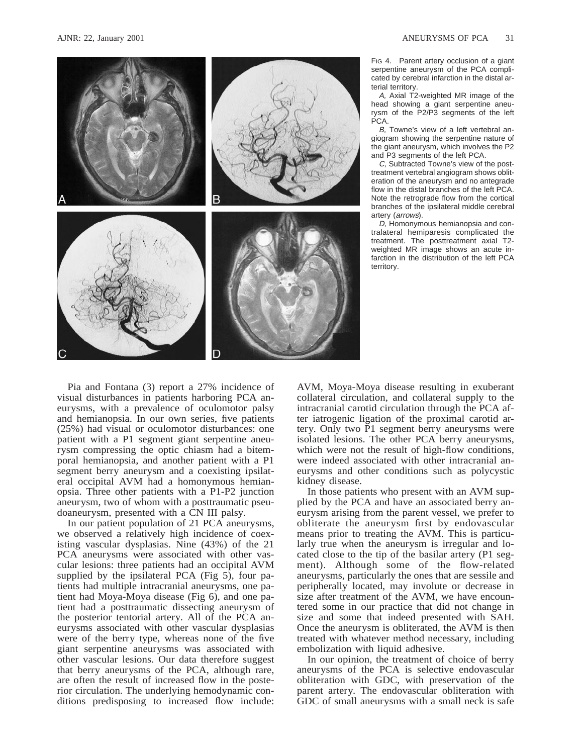FIG 4. Parent artery occlusion of a giant serpentine aneurysm of the PCA complicated by cerebral infarction in the distal arterial territory.

*A,* Axial T2-weighted MR image of the head showing a giant serpentine aneurysm of the P2/P3 segments of the left PCA.

*B,* Towne's view of a left vertebral angiogram showing the serpentine nature of the giant aneurysm, which involves the P2 and P3 segments of the left PCA.

*C,* Subtracted Towne's view of the posttreatment vertebral angiogram shows obliteration of the aneurysm and no antegrade flow in the distal branches of the left PCA. Note the retrograde flow from the cortical branches of the ipsilateral middle cerebral artery (*arrows*).

*D,* Homonymous hemianopsia and contralateral hemiparesis complicated the treatment. The posttreatment axial T2-weighted MR image shows an acute infarction in the distribution of the left PCA territory.

Pia and Fontana (3) report a 27% incidence of visual disturbances in patients harboring PCA aneurysms, with a prevalence of oculomotor palsy and hemianopsia. In our own series, five patients (25%) had visual or oculomotor disturbances: one patient with a P1 segment giant serpentine aneurysm compressing the optic chiasm had a bitemporal hemianopsia, and another patient with a P1 segment berry aneurysm and a coexisting ipsilateral occipital AVM had a homonymous hemianopsia. Three other patients with a P1-P2 junction aneurysm, two of whom with a posttraumatic pseudoaneurysm, presented with a CN III palsy.

In our patient population of 21 PCA aneurysms, we observed a relatively high incidence of coexisting vascular dysplasias. Nine (43%) of the 21 PCA aneurysms were associated with other vascular lesions: three patients had an occipital AVM supplied by the ipsilateral PCA (Fig 5), four patients had multiple intracranial aneurysms, one patient had Moya-Moya disease (Fig 6), and one patient had a posttraumatic dissecting aneurysm of the posterior tentorial artery. All of the PCA aneurysms associated with other vascular dysplasias were of the berry type, whereas none of the five giant serpentine aneurysms was associated with other vascular lesions. Our data therefore suggest that berry aneurysms of the PCA, although rare, are often the result of increased flow in the posterior circulation. The underlying hemodynamic conditions predisposing to increased flow include: AVM, Moya-Moya disease resulting in exuberant collateral circulation, and collateral supply to the intracranial carotid circulation through the PCA after iatrogenic ligation of the proximal carotid artery. Only two P1 segment berry aneurysms were isolated lesions. The other PCA berry aneurysms, which were not the result of high-flow conditions, were indeed associated with other intracranial aneurysms and other conditions such as polycystic kidney disease.

In those patients who present with an AVM supplied by the PCA and have an associated berry aneurysm arising from the parent vessel, we prefer to obliterate the aneurysm first by endovascular means prior to treating the AVM. This is particularly true when the aneurysm is irregular and located close to the tip of the basilar artery (P1 segment). Although some of the flow-related aneurysms, particularly the ones that are sessile and peripherally located, may involute or decrease in size after treatment of the AVM, we have encountered some in our practice that did not change in size and some that indeed presented with SAH. Once the aneurysm is obliterated, the AVM is then treated with whatever method necessary, including embolization with liquid adhesive.

In our opinion, the treatment of choice of berry aneurysms of the PCA is selective endovascular obliteration with GDC, with preservation of the parent artery. The endovascular obliteration with GDC of small aneurysms with a small neck is safe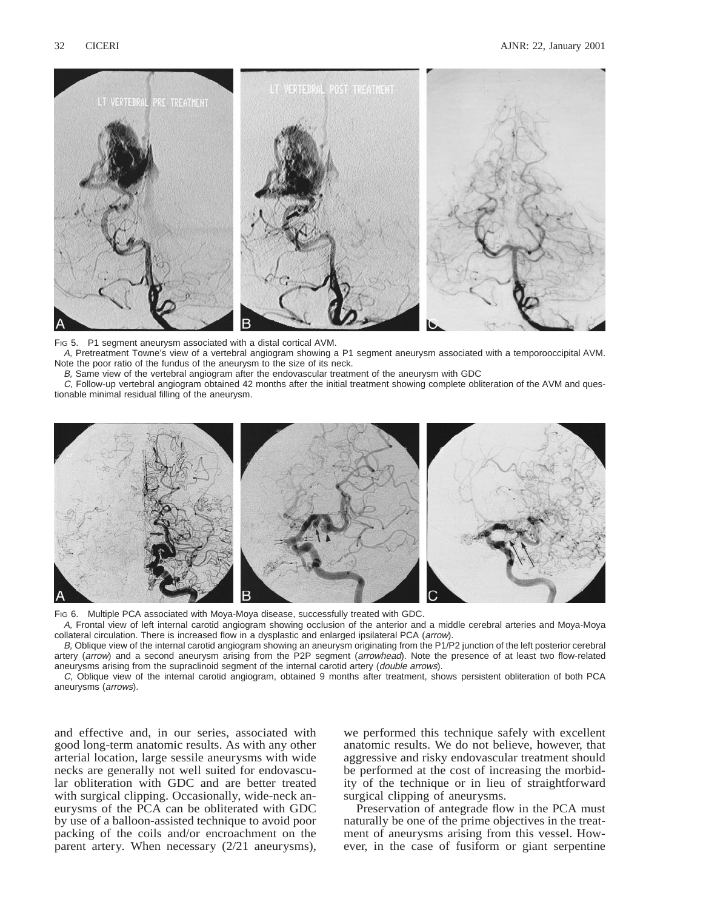FIG 5. P1 segment aneurysm associated with a distal cortical AVM.

*A,* Pretreatment Towne's view of a vertebral angiogram showing a P1 segment aneurysm associated with a temporooccipital AVM. Note the poor ratio of the fundus of the aneurysm to the size of its neck.

*B,* Same view of the vertebral angiogram after the endovascular treatment of the aneurysm with GDC

*C,* Follow-up vertebral angiogram obtained 42 months after the initial treatment showing complete obliteration of the AVM and questionable minimal residual filling of the aneurysm.

FIG 6. Multiple PCA associated with Moya-Moya disease, successfully treated with GDC.

*A,* Frontal view of left internal carotid angiogram showing occlusion of the anterior and a middle cerebral arteries and Moya-Moya collateral circulation. There is increased flow in a dysplastic and enlarged ipsilateral PCA (*arrow*).

*B,* Oblique view of the internal carotid angiogram showing an aneurysm originating from the P1/P2 junction of the left posterior cerebral artery (*arrow*) and a second aneurysm arising from the P2P segment (*arrowhead*). Note the presence of at least two flow-related aneurysms arising from the supraclinoid segment of the internal carotid artery (*double arrows*).

*C,* Oblique view of the internal carotid angiogram, obtained 9 months after treatment, shows persistent obliteration of both PCA aneurysms (*arrows*).

and effective and, in our series, associated with good long-term anatomic results. As with any other arterial location, large sessile aneurysms with wide necks are generally not well suited for endovascular obliteration with GDC and are better treated with surgical clipping. Occasionally, wide-neck aneurysms of the PCA can be obliterated with GDC by use of a balloon-assisted technique to avoid poor packing of the coils and/or encroachment on the parent artery. When necessary (2/21 aneurysms), we performed this technique safely with excellent anatomic results. We do not believe, however, that aggressive and risky endovascular treatment should be performed at the cost of increasing the morbidity of the technique or in lieu of straightforward surgical clipping of aneurysms.

Preservation of antegrade flow in the PCA must naturally be one of the prime objectives in the treatment of aneurysms arising from this vessel. However, in the case of fusiform or giant serpentine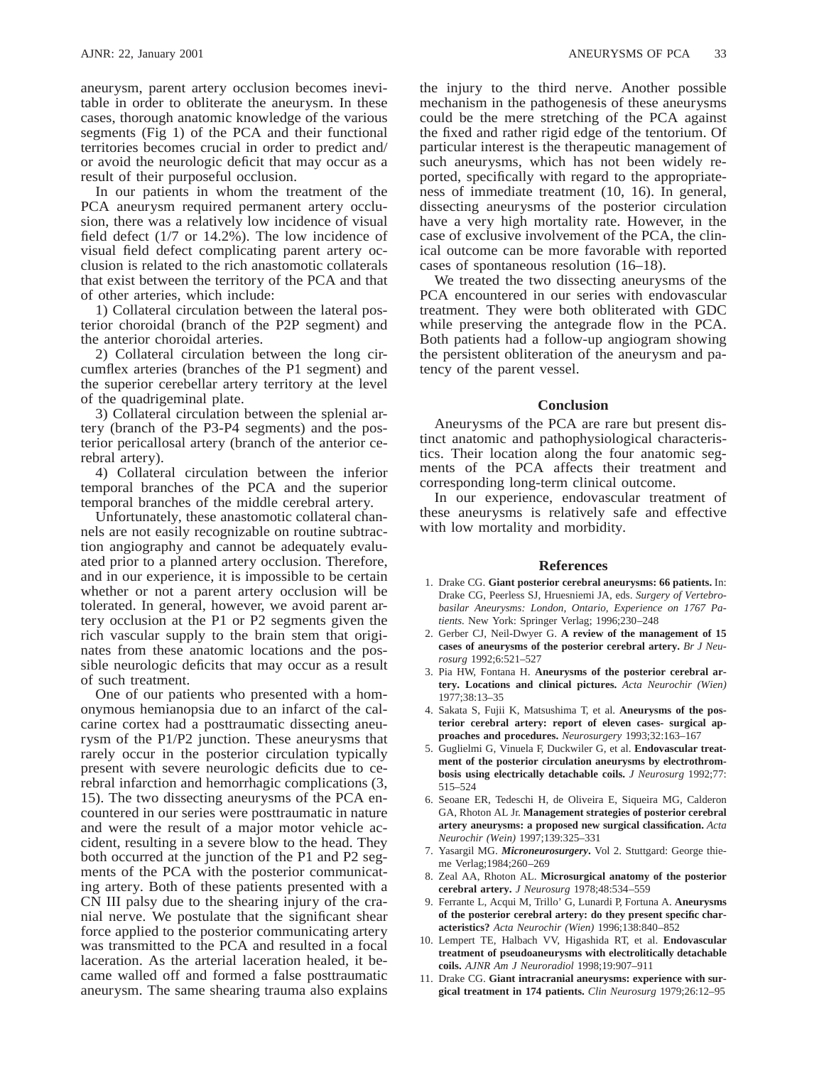aneurysm, parent artery occlusion becomes inevitable in order to obliterate the aneurysm. In these cases, thorough anatomic knowledge of the various segments (Fig 1) of the PCA and their functional territories becomes crucial in order to predict and/or avoid the neurologic deficit that may occur as a result of their purposeful occlusion.

In our patients in whom the treatment of the PCA aneurysm required permanent artery occlusion, there was a relatively low incidence of visual field defect (1/7 or 14.2%). The low incidence of visual field defect complicating parent artery occlusion is related to the rich anastomotic collaterals that exist between the territory of the PCA and that of other arteries, which include:

1) Collateral circulation between the lateral posterior choroidal (branch of the P2P segment) and the anterior choroidal arteries.

2) Collateral circulation between the long circumflex arteries (branches of the P1 segment) and the superior cerebellar artery territory at the level of the quadrigeminal plate.

3) Collateral circulation between the splenial artery (branch of the P3-P4 segments) and the posterior pericallosal artery (branch of the anterior cerebral artery).

4) Collateral circulation between the inferior temporal branches of the PCA and the superior temporal branches of the middle cerebral artery.

Unfortunately, these anastomotic collateral channels are not easily recognizable on routine subtraction angiography and cannot be adequately evaluated prior to a planned artery occlusion. Therefore, and in our experience, it is impossible to be certain whether or not a parent artery occlusion will be tolerated. In general, however, we avoid parent artery occlusion at the P1 or P2 segments given the rich vascular supply to the brain stem that originates from these anatomic locations and the possible neurologic deficits that may occur as a result of such treatment.

One of our patients who presented with a homonymous hemianopsia due to an infarct of the calcarine cortex had a posttraumatic dissecting aneurysm of the P1/P2 junction. These aneurysms that rarely occur in the posterior circulation typically present with severe neurologic deficits due to cerebral infarction and hemorrhagic complications (3, 15). The two dissecting aneurysms of the PCA encountered in our series were posttraumatic in nature and were the result of a major motor vehicle accident, resulting in a severe blow to the head. They both occurred at the junction of the P1 and P2 segments of the PCA with the posterior communicating artery. Both of these patients presented with a CN III palsy due to the shearing injury of the cranial nerve. We postulate that the significant shear force applied to the posterior communicating artery was transmitted to the PCA and resulted in a focal laceration. As the arterial laceration healed, it became walled off and formed a false posttraumatic aneurysm. The same shearing trauma also explains the injury to the third nerve. Another possible mechanism in the pathogenesis of these aneurysms could be the mere stretching of the PCA against the fixed and rather rigid edge of the tentorium. Of particular interest is the therapeutic management of such aneurysms, which has not been widely reported, specifically with regard to the appropriateness of immediate treatment (10, 16). In general, dissecting aneurysms of the posterior circulation have a very high mortality rate. However, in the case of exclusive involvement of the PCA, the clinical outcome can be more favorable with reported cases of spontaneous resolution (16–18).

We treated the two dissecting aneurysms of the PCA encountered in our series with endovascular treatment. They were both obliterated with GDC while preserving the antegrade flow in the PCA. Both patients had a follow-up angiogram showing the persistent obliteration of the aneurysm and patency of the parent vessel.

## Conclusion

Aneurysms of the PCA are rare but present distinct anatomic and pathophysiological characteristics. Their location along the four anatomic segments of the PCA affects their treatment and corresponding long-term clinical outcome.

In our experience, endovascular treatment of these aneurysms is relatively safe and effective with low mortality and morbidity.

## References

1. Drake CG. **Giant posterior cerebral aneurysms: 66 patients.** In: Drake CG, Peerless SJ, Hruesniemi JA, eds. *Surgery of Vertebrobasilar Aneurysms: London, Ontario, Experience on 1767 Patients.* New York: Springer Verlag; 1996;230–248
2. Gerber CJ, Neil-Dwyer G. **A review of the management of 15 cases of aneurysms of the posterior cerebral artery.** *Br J Neurosurg* 1992;6:521–527
3. Pia HW, Fontana H. **Aneurysms of the posterior cerebral artery. Locations and clinical pictures.** *Acta Neurochir (Wien)* 1977;38:13–35
4. Sakata S, Fujii K, Matsushima T, et al. **Aneurysms of the posterior cerebral artery: report of eleven cases- surgical approaches and procedures.** *Neurosurgery* 1993;32:163–167
5. Guglielmi G, Vinuela F, Duckwiler G, et al. **Endovascular treatment of the posterior circulation aneurysms by electrothrombosis using electrically detachable coils.** *J Neurosurg* 1992;77:515–524
6. Seoane ER, Tedeschi H, de Oliveira E, Siqueira MG, Calderon GA, Rhoton AL Jr. **Management strategies of posterior cerebral artery aneurysms: a proposed new surgical classification.** *Acta Neurochir (Wein)* 1997;139:325–331
7. Yasargil MG. ***Microneurosurgery***. Vol 2. Stuttgard: George thieme Verlag;1984;260–269
8. Zeal AA, Rhoton AL. **Microsurgical anatomy of the posterior cerebral artery.** *J Neurosurg* 1978;48:534–559
9. Ferrante L, Acqui M, Trillo' G, Lunardi P, Fortuna A. **Aneurysms of the posterior cerebral artery: do they present specific characteristics?** *Acta Neurochir (Wien)* 1996;138:840–852
10. Lempert TE, Halbach VV, Higashida RT, et al. **Endovascular treatment of pseudoaneurysms with electrolitically detachable coils.** *AJNR Am J Neuroradiol* 1998;19:907–911
11. Drake CG. **Giant intracranial aneurysms: experience with surgical treatment in 174 patients.** *Clin Neurosurg* 1979;26:12–95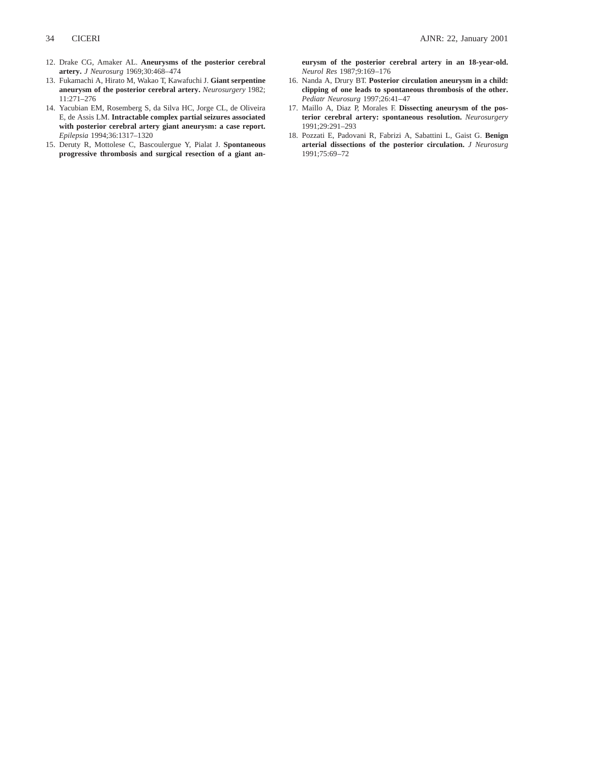12. Drake CG, Amaker AL. **Aneurysms of the posterior cerebral artery.** *J Neurosurg* 1969;30:468–474
13. Fukamachi A, Hirato M, Wakao T, Kawafuchi J. **Giant serpentine aneurysm of the posterior cerebral artery.** *Neurosurgery* 1982; 11:271–276
14. Yacubian EM, Rosemberg S, da Silva HC, Jorge CL, de Oliveira E, de Assis LM. **Intractable complex partial seizures associated with posterior cerebral artery giant aneurysm: a case report.** *Epilepsia* 1994;36:1317–1320
15. Deruty R, Mottolese C, Bascoulergue Y, Pialat J. **Spontaneous progressive thrombosis and surgical resection of a giant aneurysm of the posterior cerebral artery in an 18-year-old.** *Neurol Res* 1987;9:169–176
16. Nanda A, Drury BT. **Posterior circulation aneurysm in a child: clipping of one leads to spontaneous thrombosis of the other.** *Pediatr Neurosurg* 1997;26:41–47
17. Maillo A, Diaz P, Morales F. **Dissecting aneurysm of the posterior cerebral artery: spontaneous resolution.** *Neurosurgery* 1991;29:291–293
18. Pozzati E, Padovani R, Fabrizi A, Sabattini L, Gaist G. **Benign arterial dissections of the posterior circulation.** *J Neurosurg* 1991;75:69–72